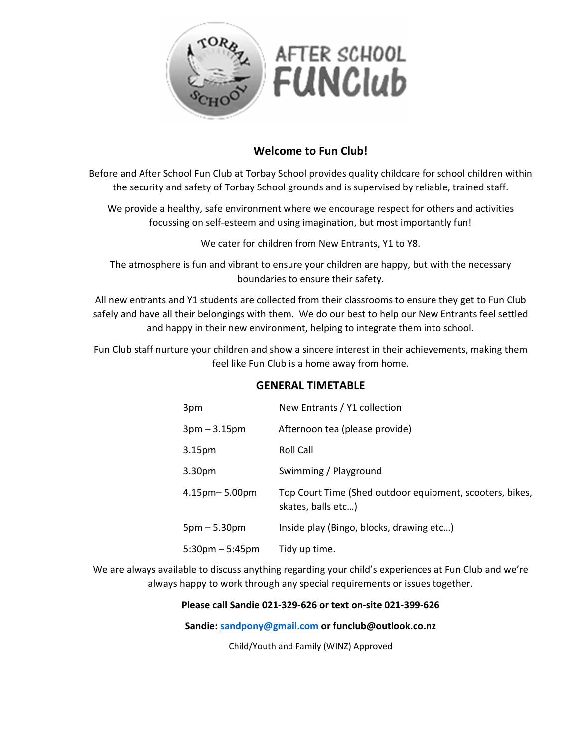TORBAY SCHOOL

# AFTER SCHOOL FUNClub

## Welcome to Fun Club!

Before and After School Fun Club at Torbay School provides quality childcare for school children within the security and safety of Torbay School grounds and is supervised by reliable, trained staff.

We provide a healthy, safe environment where we encourage respect for others and activities focussing on self-esteem and using imagination, but most importantly fun!

We cater for children from New Entrants, Y1 to Y8.

The atmosphere is fun and vibrant to ensure your children are happy, but with the necessary boundaries to ensure their safety.

All new entrants and Y1 students are collected from their classrooms to ensure they get to Fun Club safely and have all their belongings with them. We do our best to help our New Entrants feel settled and happy in their new environment, helping to integrate them into school.

Fun Club staff nurture your children and show a sincere interest in their achievements, making them feel like Fun Club is a home away from home.

## GENERAL TIMETABLE

| | |
|---|---|
| 3pm | New Entrants / Y1 collection |
| 3pm – 3.15pm | Afternoon tea (please provide) |
| 3.15pm | Roll Call |
| 3.30pm | Swimming / Playground |
| 4.15pm– 5.00pm | Top Court Time (Shed outdoor equipment, scooters, bikes, skates, balls etc…) |
| 5pm – 5.30pm | Inside play (Bingo, blocks, drawing etc…) |
| 5:30pm – 5:45pm | Tidy up time. |

We are always available to discuss anything regarding your child's experiences at Fun Club and we're always happy to work through any special requirements or issues together.

**Please call Sandie 021-329-626 or text on-site 021-399-626**

**Sandie: sandpony@gmail.com or funclub@outlook.co.nz**

Child/Youth and Family (WINZ) Approved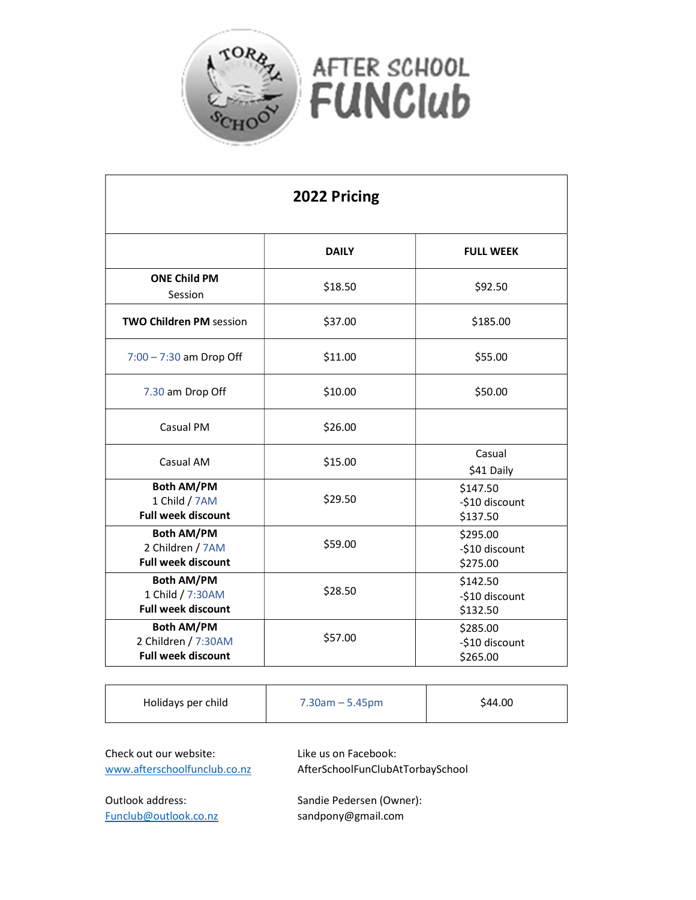# AFTER SCHOOL FUNClub

| 2022 Pricing | | |
|---|---|---|
| | **DAILY** | **FULL WEEK** |
| **ONE Child PM** Session | $18.50 | $92.50 |
| **TWO Children PM** session | $37.00 | $185.00 |
| 7:00 – 7:30 am Drop Off | $11.00 | $55.00 |
| 7.30 am Drop Off | $10.00 | $50.00 |
| Casual PM | $26.00 | |
| Casual AM | $15.00 | Casual $41 Daily |
| **Both AM/PM** 1 Child / 7AM **Full week discount** | $29.50 | $147.50 -$10 discount $137.50 |
| **Both AM/PM** 2 Children / 7AM **Full week discount** | $59.00 | $295.00 -$10 discount $275.00 |
| **Both AM/PM** 1 Child / 7:30AM **Full week discount** | $28.50 | $142.50 -$10 discount $132.50 |
| **Both AM/PM** 2 Children / 7:30AM **Full week discount** | $57.00 | $285.00 -$10 discount $265.00 |

| Holidays per child | 7.30am – 5.45pm | $44.00 |
|---|---|---|

Check out our website:
www.afterschoolfunclub.co.nz

Like us on Facebook:
AfterSchoolFunClubAtTorbaySchool

Outlook address:
Funclub@outlook.co.nz

Sandie Pedersen (Owner):
sandpony@gmail.com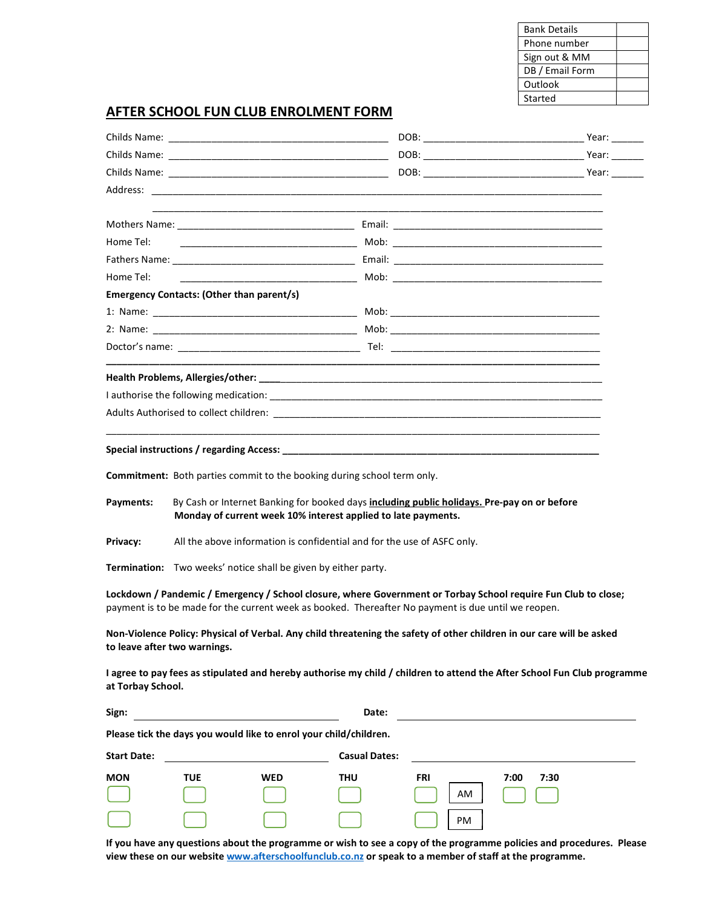| Bank Details | |
|---|---|
| Phone number | |
| Sign out & MM | |
| DB / Email Form | |
| Outlook | |
| Started | |

## AFTER SCHOOL FUN CLUB ENROLMENT FORM

Childs Name: ______________________________ DOB: ______________________ Year: ______

Childs Name: ______________________________ DOB: ______________________ Year: ______

Childs Name: ______________________________ DOB: ______________________ Year: ______

Address: ________________________________________________________________

________________________________________________________________

Mothers Name: __________________________ Email: ______________________________

Home Tel: __________________________ Mob: ______________________________

Fathers Name: __________________________ Email: ______________________________

Home Tel: __________________________ Mob: ______________________________

**Emergency Contacts: (Other than parent/s)**

1: Name: ______________________________ Mob: ______________________________

2: Name: ______________________________ Mob: ______________________________

Doctor's name: __________________________ Tel: ______________________________

**Health Problems, Allergies/other:** ____________________________________________

I authorise the following medication: ____________________________________________

Adults Authorised to collect children: ____________________________________________

________________________________________________________________

**Special instructions / regarding Access:** ____________________________________________

**Commitment:** Both parties commit to the booking during school term only.

**Payments:** By Cash or Internet Banking for booked days **__including public holidays.__** **Pre-pay on or before Monday of current week 10% interest applied to late payments.**

**Privacy:** All the above information is confidential and for the use of ASFC only.

**Termination:** Two weeks' notice shall be given by either party.

**Lockdown / Pandemic / Emergency / School closure, where Government or Torbay School require Fun Club to close;** payment is to be made for the current week as booked. Thereafter No payment is due until we reopen.

**Non-Violence Policy: Physical of Verbal. Any child threatening the safety of other children in our care will be asked to leave after two warnings.**

**I agree to pay fees as stipulated and hereby authorise my child / children to attend the After School Fun Club programme at Torbay School.**

**Sign:** ______________________________ **Date:** ______________________________

**Please tick the days you would like to enrol your child/children.**

**Start Date:** ______________________ **Casual Dates:** ______________________________

| | MON | TUE | WED | THU | FRI | 7:00 | 7:30 |
|---|---|---|---|---|---|---|---|
| AM | ☐ | ☐ | ☐ | ☐ | ☐ | ☐ | ☐ |
| PM | ☐ | ☐ | ☐ | ☐ | ☐ | | |

**If you have any questions about the programme or wish to see a copy of the programme policies and procedures. Please view these on our website [www.afterschoolfunclub.co.nz](http://www.afterschoolfunclub.co.nz) or speak to a member of staff at the programme.**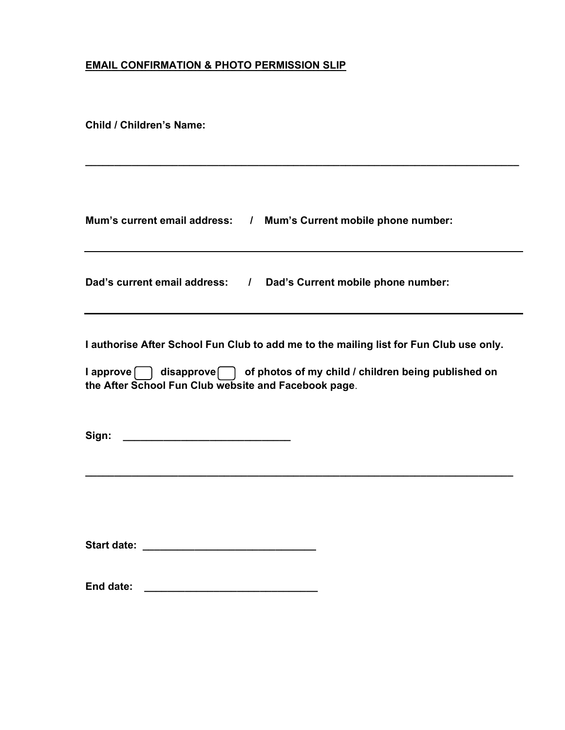**EMAIL CONFIRMATION & PHOTO PERMISSION SLIP**

**Child / Children's Name:**

_______________________________________________________________________________

**Mum's current email address: / Mum's Current mobile phone number:**

_______________________________________________________________________________

**Dad's current email address: / Dad's Current mobile phone number:**

_______________________________________________________________________________

**I authorise After School Fun Club to add me to the mailing list for Fun Club use only.**

**I approve ☐ disapprove ☐ of photos of my child / children being published on the After School Fun Club website and Facebook page**.

**Sign:** ______________________________

_______________________________________________________________________________

**Start date:** ______________________________

**End date:** ______________________________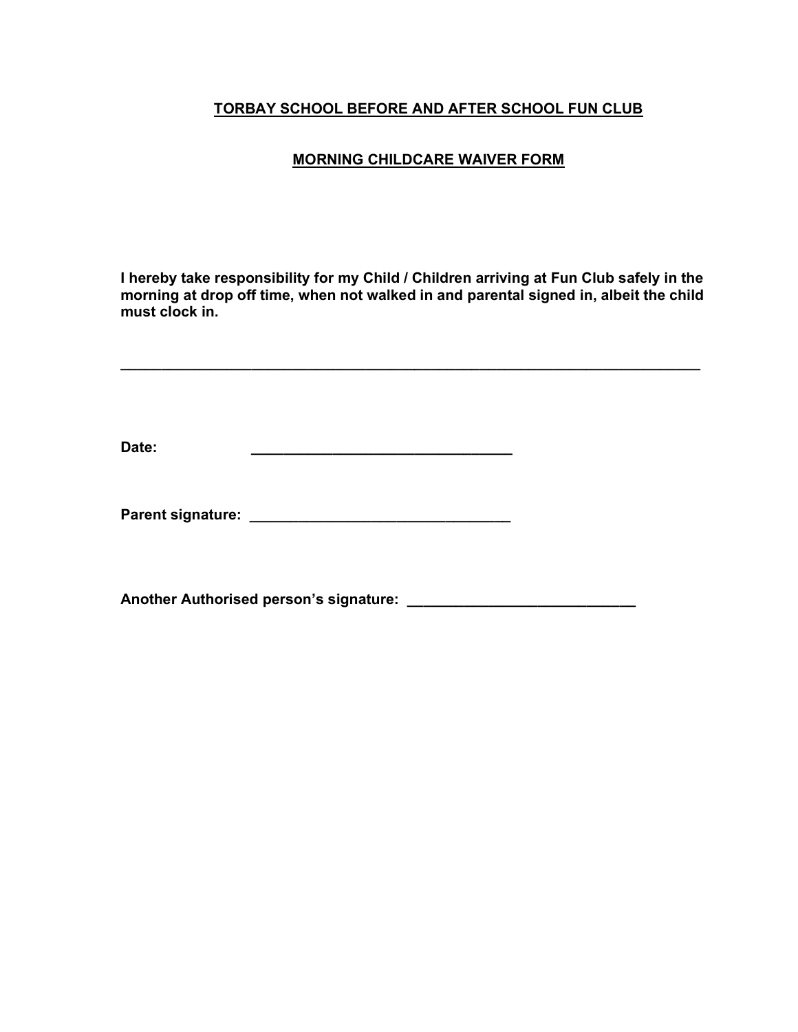**<u>TORBAY SCHOOL BEFORE AND AFTER SCHOOL FUN CLUB</u>**

**<u>MORNING CHILDCARE WAIVER FORM</u>**

**I hereby take responsibility for my Child / Children arriving at Fun Club safely in the morning at drop off time, when not walked in and parental signed in, albeit the child must clock in.**

______________________________________________________________________________

**Date:** ________________________________

**Parent signature:** ________________________________

**Another Authorised person's signature:** ____________________________